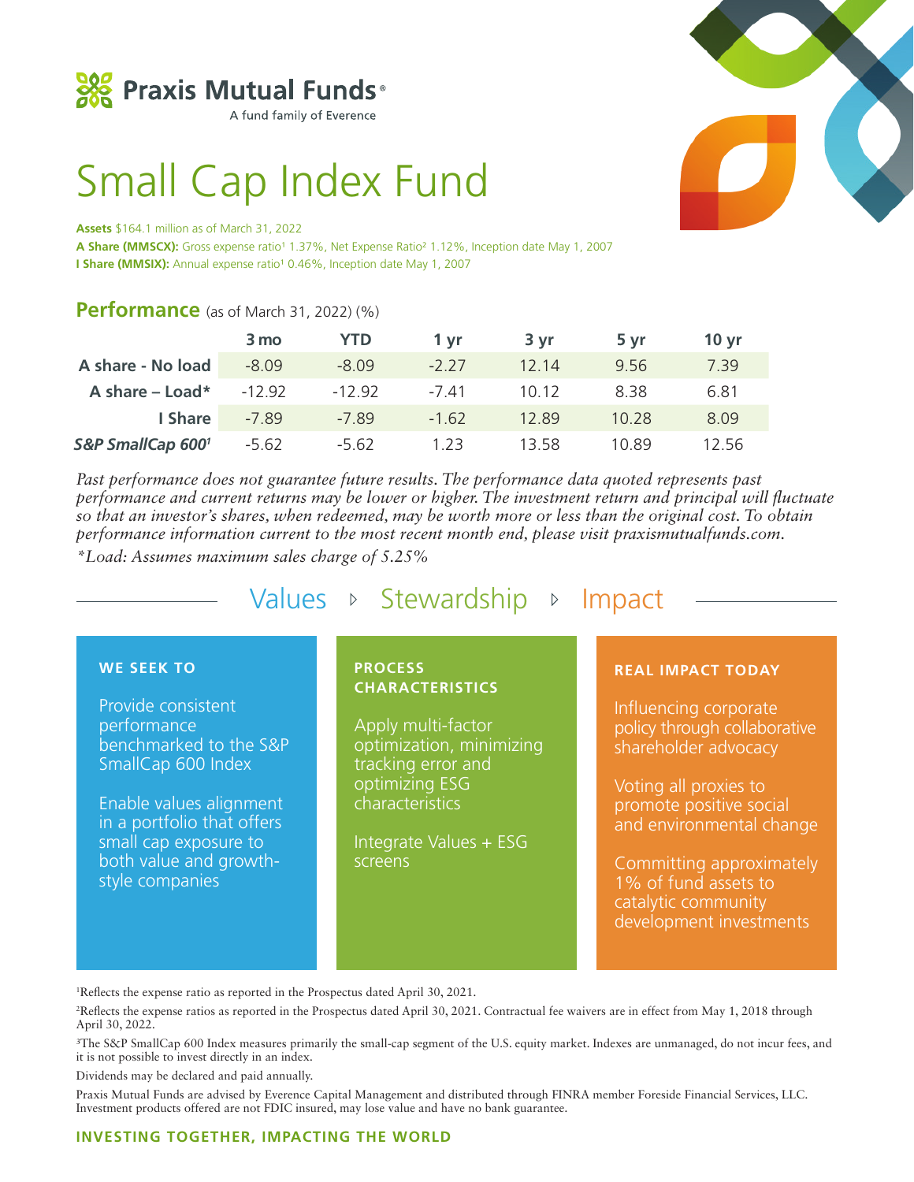Praxis Mutual Funds®

A fund family of Everence

# Small Cap Index Fund

**Assets** $164.1 million as of March 31, 2022

**A Share (MMSCX):** Gross expense ratio[1] 1.37%, Net Expense Ratio[2] 1.12%, Inception date May 1, 2007

**I Share (MMSIX):** Annual expense ratio[1] 0.46%, Inception date May 1, 2007

## Performance (as of March 31, 2022) (%)

| | 3 mo | YTD | 1 yr | 3 yr | 5 yr | 10 yr |
|---|---|---|---|---|---|---|
| **A share - No load** | -8.09 | -8.09 | -2.27 | 12.14 | 9.56 | 7.39 |
| **A share – Load*** | -12.92 | -12.92 | -7.41 | 10.12 | 8.38 | 6.81 |
| **I Share** | -7.89 | -7.89 | -1.62 | 12.89 | 10.28 | 8.09 |
| ***S&P SmallCap 600[1]*** | -5.62 | -5.62 | 1.23 | 13.58 | 10.89 | 12.56 |

*Past performance does not guarantee future results. The performance data quoted represents past performance and current returns may be lower or higher. The investment return and principal will fluctuate so that an investor's shares, when redeemed, may be worth more or less than the original cost. To obtain performance information current to the most recent month end, please visit praxismutualfunds.com.*

*\*Load: Assumes maximum sales charge of 5.25%*

## Values ▹ Stewardship ▹ Impact

### WE SEEK TO

Provide consistent performance benchmarked to the S&P SmallCap 600 Index

Enable values alignment in a portfolio that offers small cap exposure to both value and growth-style companies

### PROCESS CHARACTERISTICS

Apply multi-factor optimization, minimizing tracking error and optimizing ESG characteristics

Integrate Values + ESG screens

### REAL IMPACT TODAY

Influencing corporate policy through collaborative shareholder advocacy

Voting all proxies to promote positive social and environmental change

Committing approximately 1% of fund assets to catalytic community development investments

[1]Reflects the expense ratio as reported in the Prospectus dated April 30, 2021.

[2]Reflects the expense ratios as reported in the Prospectus dated April 30, 2021. Contractual fee waivers are in effect from May 1, 2018 through April 30, 2022.

[3]The S&P SmallCap 600 Index measures primarily the small-cap segment of the U.S. equity market. Indexes are unmanaged, do not incur fees, and it is not possible to invest directly in an index.

Dividends may be declared and paid annually.

Praxis Mutual Funds are advised by Everence Capital Management and distributed through FINRA member Foreside Financial Services, LLC. Investment products offered are not FDIC insured, may lose value and have no bank guarantee.

**INVESTING TOGETHER, IMPACTING THE WORLD**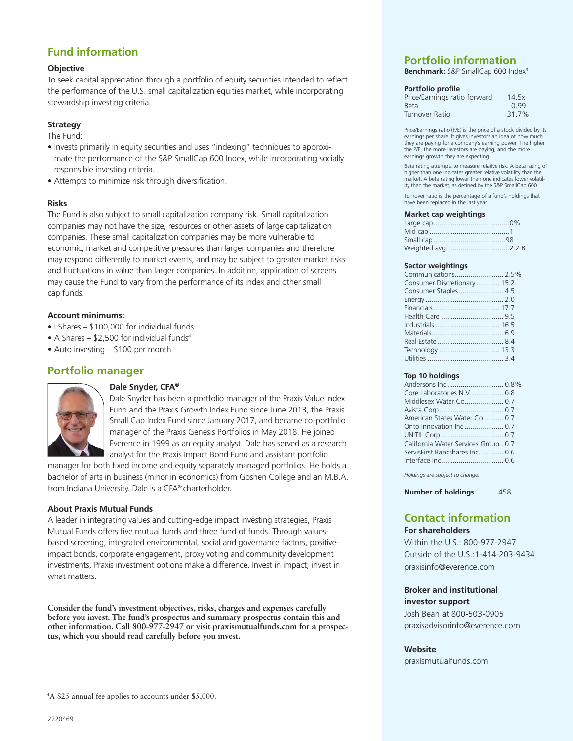## Fund information

### Objective

To seek capital appreciation through a portfolio of equity securities intended to reflect the performance of the U.S. small capitalization equities market, while incorporating stewardship investing criteria.

### Strategy

The Fund:

- Invests primarily in equity securities and uses "indexing" techniques to approximate the performance of the S&P SmallCap 600 Index, while incorporating socially responsible investing criteria.
- Attempts to minimize risk through diversification.

### Risks

The Fund is also subject to small capitalization company risk. Small capitalization companies may not have the size, resources or other assets of large capitalization companies. These small capitalization companies may be more vulnerable to economic, market and competitive pressures than larger companies and therefore may respond differently to market events, and may be subject to greater market risks and fluctuations in value than larger companies. In addition, application of screens may cause the Fund to vary from the performance of its index and other small cap funds.

### Account minimums:

- I Shares – $100,000 for individual funds
- A Shares – $2,500 for individual funds[4]
- Auto investing – $100 per month

## Portfolio manager

**Dale Snyder, CFA®**

Dale Snyder has been a portfolio manager of the Praxis Value Index Fund and the Praxis Growth Index Fund since June 2013, the Praxis Small Cap Index Fund since January 2017, and became co-portfolio manager of the Praxis Genesis Portfolios in May 2018. He joined Everence in 1999 as an equity analyst. Dale has served as a research analyst for the Praxis Impact Bond Fund and assistant portfolio manager for both fixed income and equity separately managed portfolios. He holds a bachelor of arts in business (minor in economics) from Goshen College and an M.B.A. from Indiana University. Dale is a CFA® charterholder.

### About Praxis Mutual Funds

A leader in integrating values and cutting-edge impact investing strategies, Praxis Mutual Funds offers five mutual funds and three fund of funds. Through values-based screening, integrated environmental, social and governance factors, positive-impact bonds, corporate engagement, proxy voting and community development investments, Praxis investment options make a difference. Invest in impact; invest in what matters.

**Consider the fund's investment objectives, risks, charges and expenses carefully before you invest. The fund's prospectus and summary prospectus contain this and other information. Call 800-977-2947 or visit praxismutualfunds.com for a prospectus, which you should read carefully before you invest.**

[4]A $25 annual fee applies to accounts under $5,000.

2220469

## Portfolio information

**Benchmark:** S&P SmallCap 600 Index[3]

### Portfolio profile

| | |
|---|---|
| Price/Earnings ratio forward | 14.5x |
| Beta | 0.99 |
| Turnover Ratio | 31.7% |

Price/Earnings ratio (P/E) is the price of a stock divided by its earnings per share. It gives investors an idea of how much they are paying for a company's earning power. The higher the P/E, the more investors are paying, and the more earnings growth they are expecting.

Beta rating attempts to measure relative risk. A beta rating of higher than one indicates greater relative volatility than the market. A beta rating lower than one indicates lower volatility than the market, as defined by the S&P SmallCap 600.

Turnover ratio is the percentage of a fund's holdings that have been replaced in the last year.

### Market cap weightings

| | |
|---|---|
| Large cap | 0% |
| Mid cap | 1 |
| Small cap | 98 |
| Weighted avg. | 2.2 B |

### Sector weightings

| | |
|---|---|
| Communications | 2.5% |
| Consumer Discretionary | 15.2 |
| Consumer Staples | 4.5 |
| Energy | 2.0 |
| Financials | 17.7 |
| Health Care | 9.5 |
| Industrials | 16.5 |
| Materials | 6.9 |
| Real Estate | 8.4 |
| Technology | 13.3 |
| Utilities | 3.4 |

### Top 10 holdings

| | |
|---|---|
| Andersons Inc | 0.8% |
| Core Laboratories N.V. | 0.8 |
| Middlesex Water Co. | 0.7 |
| Avista Corp | 0.7 |
| American States Water Co | 0.7 |
| Onto Innovation Inc | 0.7 |
| UNITIL Corp | 0.7 |
| California Water Services Group | 0.7 |
| ServisFirst Bancshares Inc. | 0.6 |
| Interface Inc | 0.6 |

*Holdings are subject to change.*

**Number of holdings** 458

## Contact information

**For shareholders**

Within the U.S.: 800-977-2947
Outside of the U.S.:1-414-203-9434
praxisinfo@everence.com

**Broker and institutional investor support**

Josh Bean at 800-503-0905
praxisadvisorinfo@everence.com

**Website**

praxismutualfunds.com